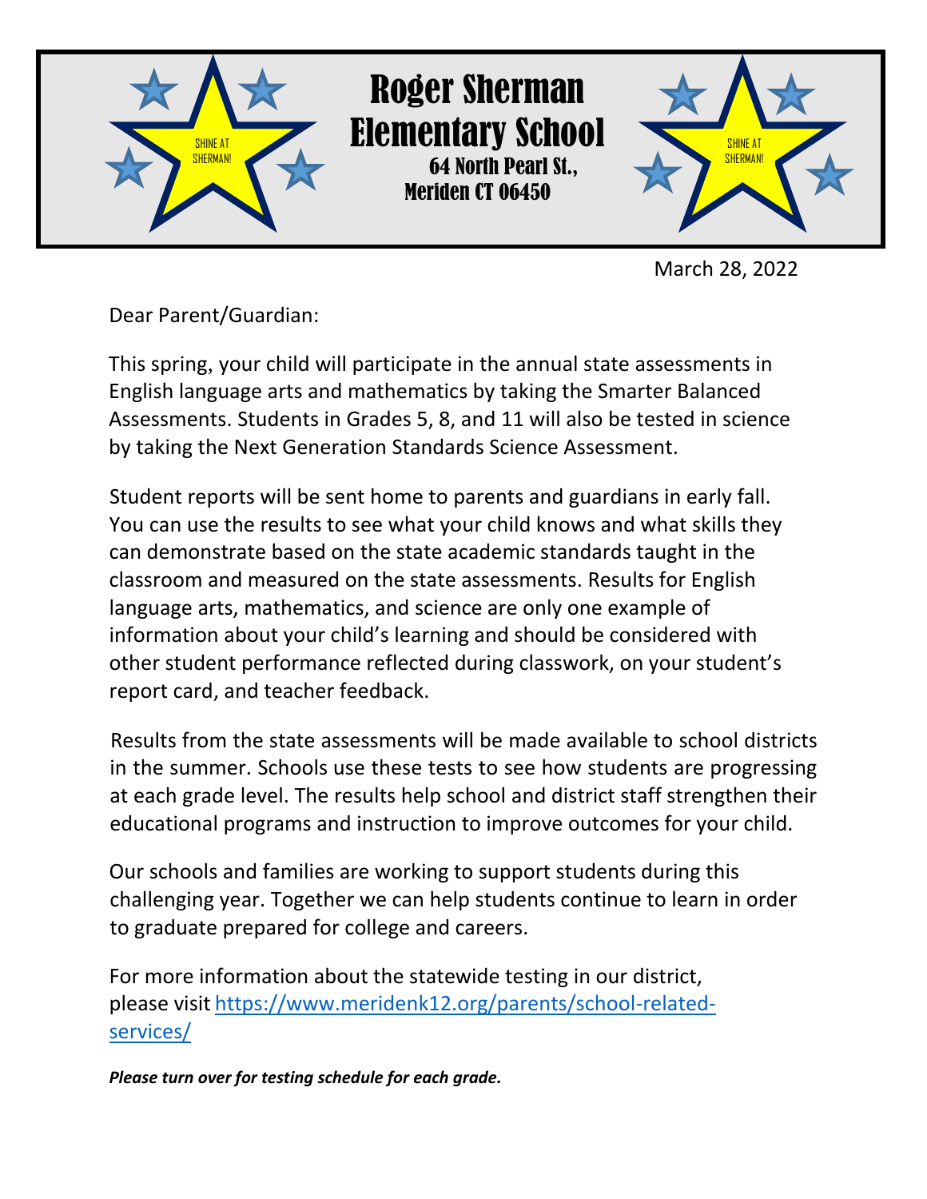# Roger Sherman Elementary School

64 North Pearl St.,
Meriden CT 06450

SHINE AT SHERMAN!

March 28, 2022

Dear Parent/Guardian:

This spring, your child will participate in the annual state assessments in English language arts and mathematics by taking the Smarter Balanced Assessments. Students in Grades 5, 8, and 11 will also be tested in science by taking the Next Generation Standards Science Assessment.

Student reports will be sent home to parents and guardians in early fall. You can use the results to see what your child knows and what skills they can demonstrate based on the state academic standards taught in the classroom and measured on the state assessments. Results for English language arts, mathematics, and science are only one example of information about your child's learning and should be considered with other student performance reflected during classwork, on your student's report card, and teacher feedback.

Results from the state assessments will be made available to school districts in the summer. Schools use these tests to see how students are progressing at each grade level. The results help school and district staff strengthen their educational programs and instruction to improve outcomes for your child.

Our schools and families are working to support students during this challenging year. Together we can help students continue to learn in order to graduate prepared for college and careers.

For more information about the statewide testing in our district, please visit [https://www.meridenk12.org/parents/school-related-services/](https://www.meridenk12.org/parents/school-related-services/)

***Please turn over for testing schedule for each grade.***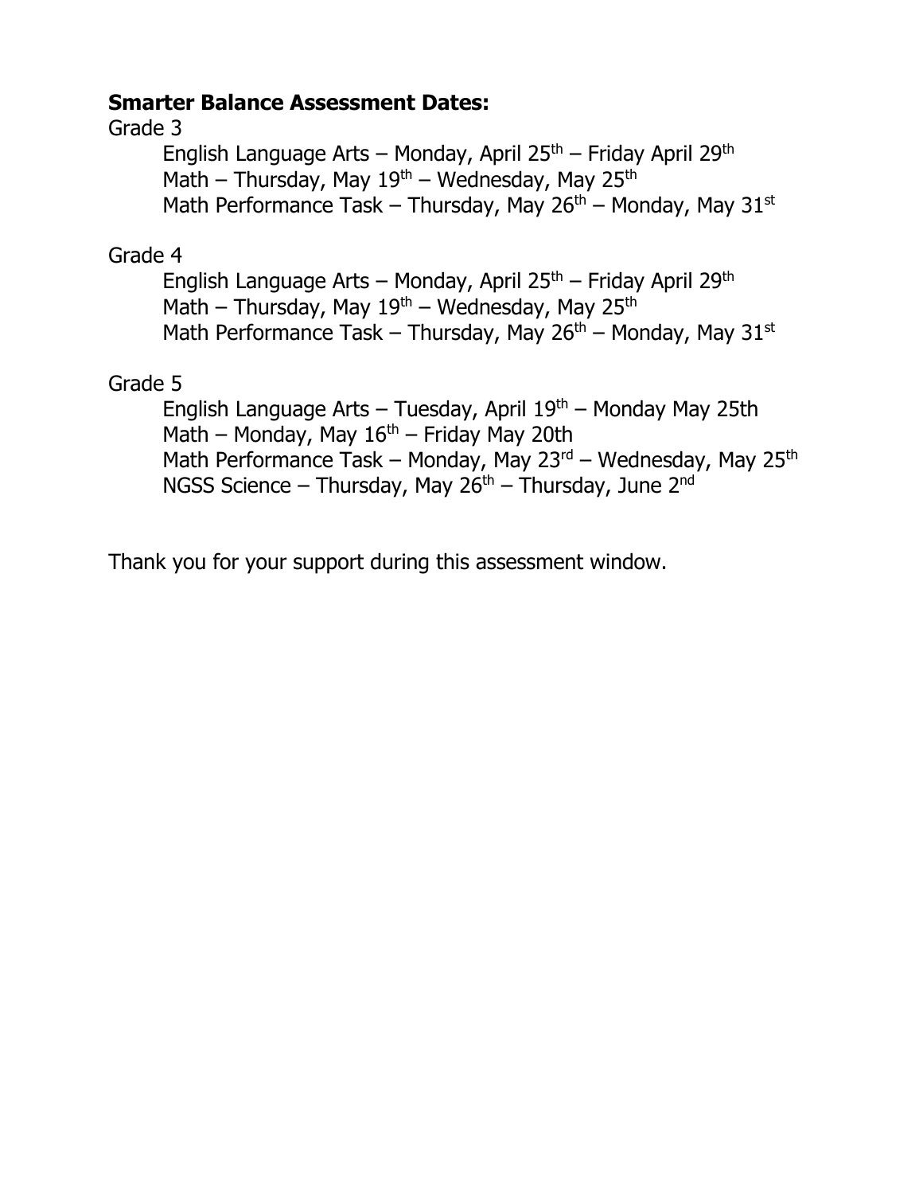**Smarter Balance Assessment Dates:**

Grade 3

English Language Arts – Monday, April 25th – Friday April 29th
Math – Thursday, May 19th – Wednesday, May 25th
Math Performance Task – Thursday, May 26th – Monday, May 31st

Grade 4

English Language Arts – Monday, April 25th – Friday April 29th
Math – Thursday, May 19th – Wednesday, May 25th
Math Performance Task – Thursday, May 26th – Monday, May 31st

Grade 5

English Language Arts – Tuesday, April 19th – Monday May 25th
Math – Monday, May 16th – Friday May 20th
Math Performance Task – Monday, May 23rd – Wednesday, May 25th
NGSS Science – Thursday, May 26th – Thursday, June 2nd

Thank you for your support during this assessment window.